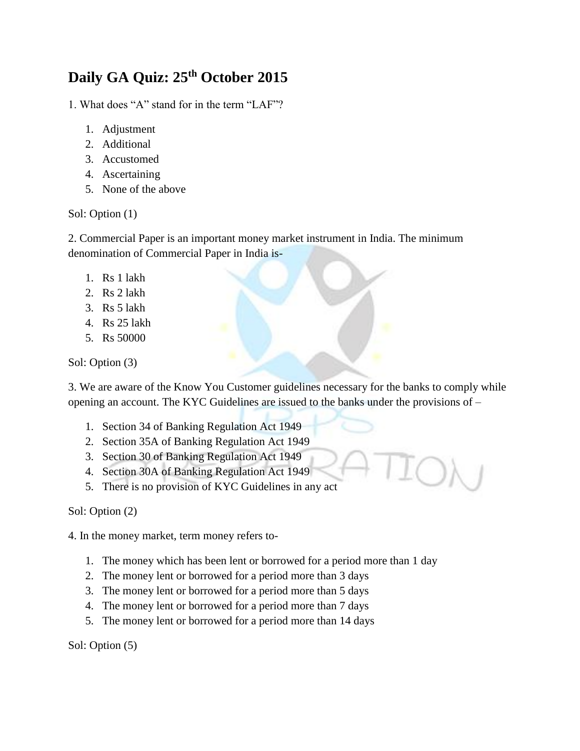# Daily GA Quiz: 25th October 2015

1. What does "A" stand for in the term "LAF"?

1. Adjustment
2. Additional
3. Accustomed
4. Ascertaining
5. None of the above

Sol: Option (1)

2. Commercial Paper is an important money market instrument in India. The minimum denomination of Commercial Paper in India is-

1. Rs 1 lakh
2. Rs 2 lakh
3. Rs 5 lakh
4. Rs 25 lakh
5. Rs 50000

Sol: Option (3)

3. We are aware of the Know You Customer guidelines necessary for the banks to comply while opening an account. The KYC Guidelines are issued to the banks under the provisions of –

1. Section 34 of Banking Regulation Act 1949
2. Section 35A of Banking Regulation Act 1949
3. Section 30 of Banking Regulation Act 1949
4. Section 30A of Banking Regulation Act 1949
5. There is no provision of KYC Guidelines in any act

Sol: Option (2)

4. In the money market, term money refers to-

1. The money which has been lent or borrowed for a period more than 1 day
2. The money lent or borrowed for a period more than 3 days
3. The money lent or borrowed for a period more than 5 days
4. The money lent or borrowed for a period more than 7 days
5. The money lent or borrowed for a period more than 14 days

Sol: Option (5)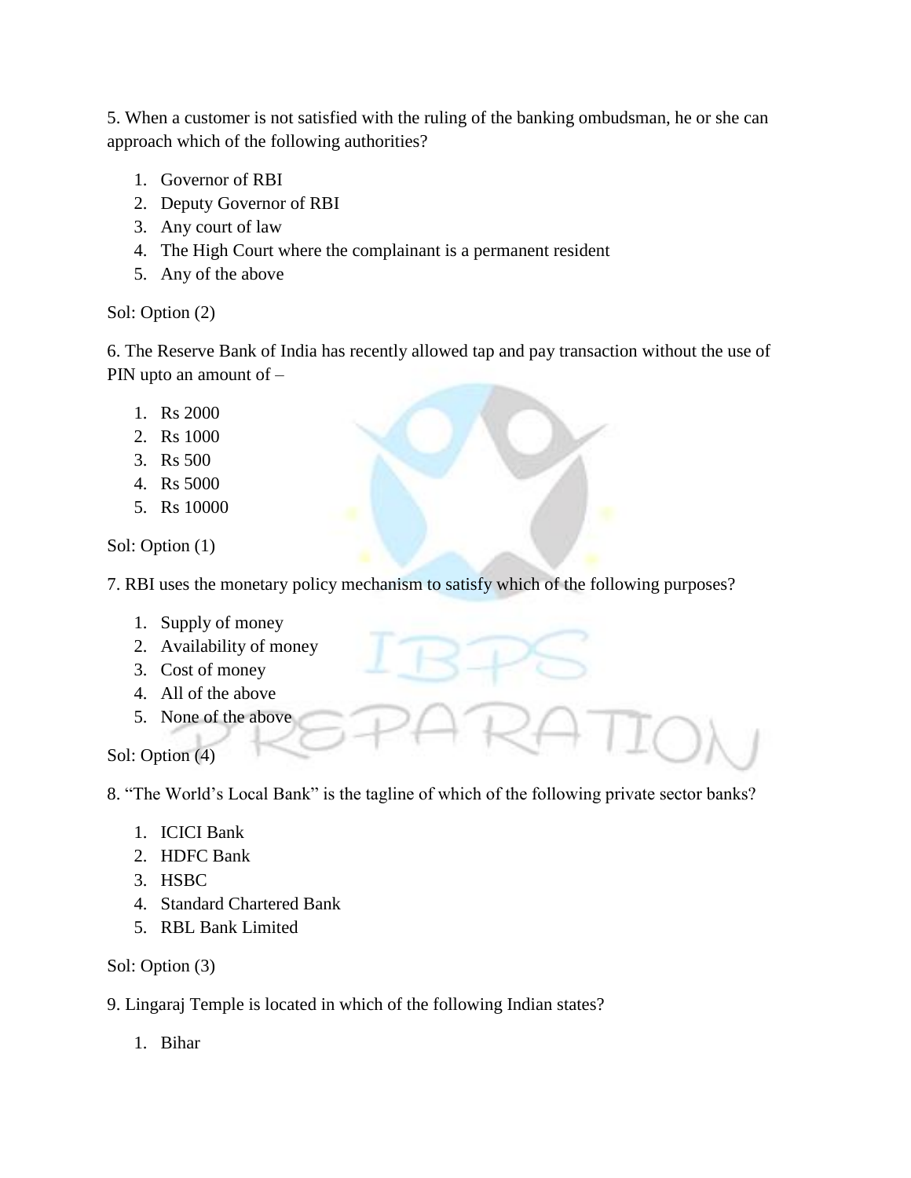5. When a customer is not satisfied with the ruling of the banking ombudsman, he or she can approach which of the following authorities?

1. Governor of RBI
2. Deputy Governor of RBI
3. Any court of law
4. The High Court where the complainant is a permanent resident
5. Any of the above

Sol: Option (2)

6. The Reserve Bank of India has recently allowed tap and pay transaction without the use of PIN upto an amount of –

1. Rs 2000
2. Rs 1000
3. Rs 500
4. Rs 5000
5. Rs 10000

Sol: Option (1)

7. RBI uses the monetary policy mechanism to satisfy which of the following purposes?

1. Supply of money
2. Availability of money
3. Cost of money
4. All of the above
5. None of the above

Sol: Option (4)

8. "The World's Local Bank" is the tagline of which of the following private sector banks?

1. ICICI Bank
2. HDFC Bank
3. HSBC
4. Standard Chartered Bank
5. RBL Bank Limited

Sol: Option (3)

9. Lingaraj Temple is located in which of the following Indian states?

1. Bihar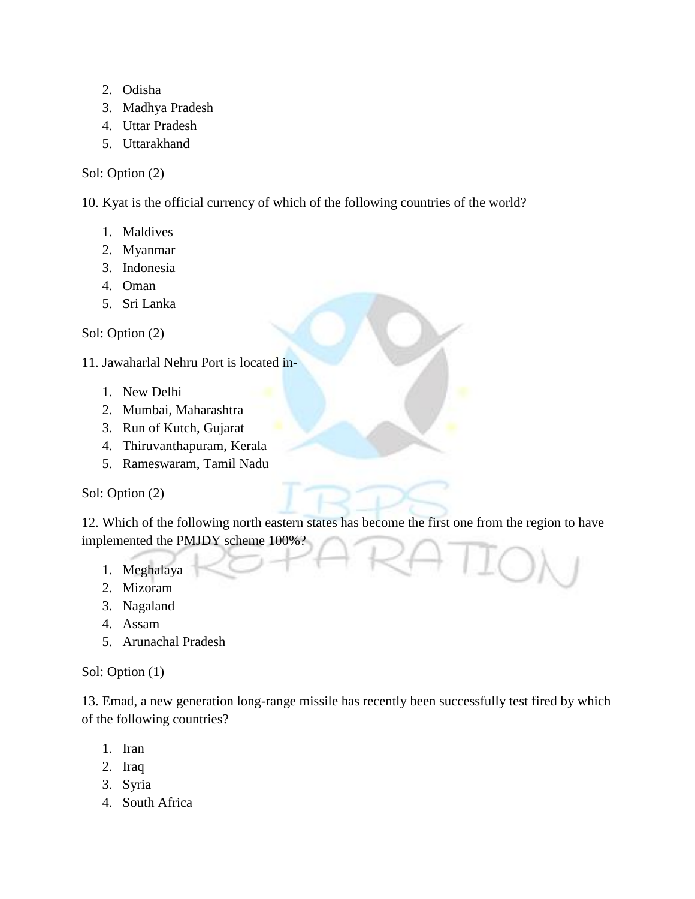2. Odisha
3. Madhya Pradesh
4. Uttar Pradesh
5. Uttarakhand

Sol: Option (2)

10. Kyat is the official currency of which of the following countries of the world?

1. Maldives
2. Myanmar
3. Indonesia
4. Oman
5. Sri Lanka

Sol: Option (2)

11. Jawaharlal Nehru Port is located in-

1. New Delhi
2. Mumbai, Maharashtra
3. Run of Kutch, Gujarat
4. Thiruvanthapuram, Kerala
5. Rameswaram, Tamil Nadu

Sol: Option (2)

12. Which of the following north eastern states has become the first one from the region to have implemented the PMJDY scheme 100%?

1. Meghalaya
2. Mizoram
3. Nagaland
4. Assam
5. Arunachal Pradesh

Sol: Option (1)

13. Emad, a new generation long-range missile has recently been successfully test fired by which of the following countries?

1. Iran
2. Iraq
3. Syria
4. South Africa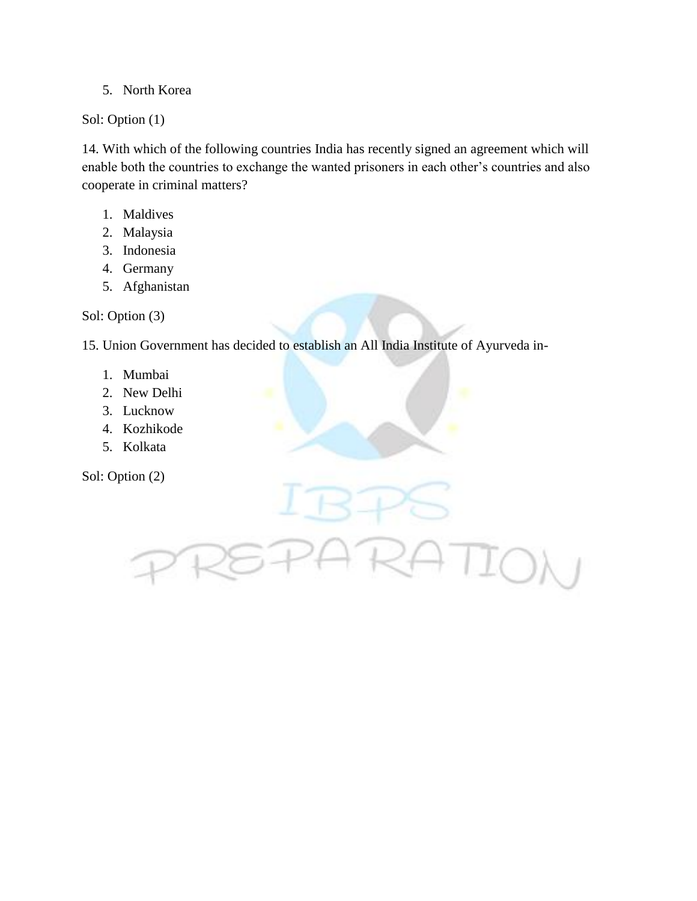5. North Korea

Sol: Option (1)

14. With which of the following countries India has recently signed an agreement which will enable both the countries to exchange the wanted prisoners in each other's countries and also cooperate in criminal matters?

1. Maldives
2. Malaysia
3. Indonesia
4. Germany
5. Afghanistan

Sol: Option (3)

15. Union Government has decided to establish an All India Institute of Ayurveda in-

1. Mumbai
2. New Delhi
3. Lucknow
4. Kozhikode
5. Kolkata

Sol: Option (2)